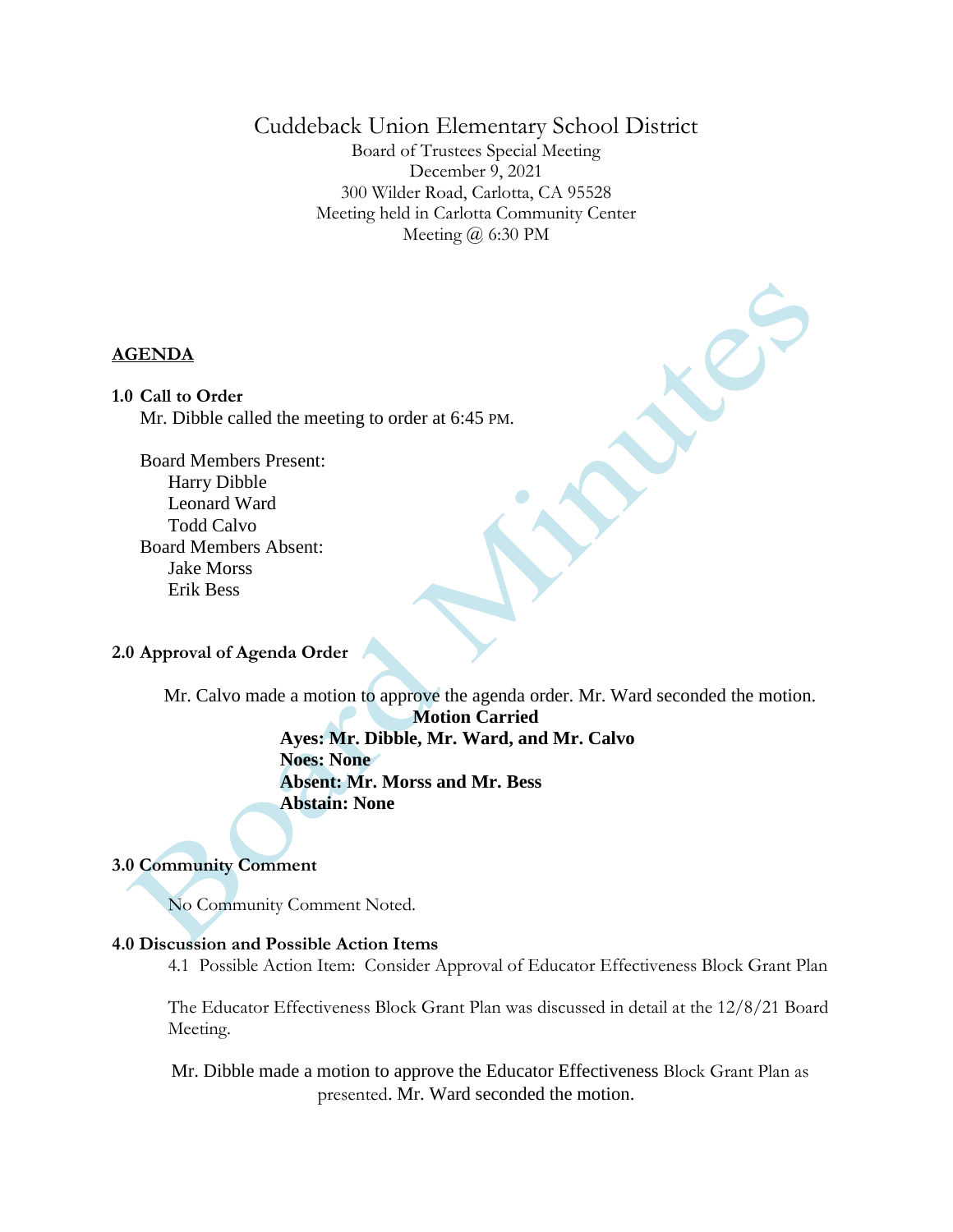# Cuddeback Union Elementary School District

Board of Trustees Special Meeting
December 9, 2021
300 Wilder Road, Carlotta, CA 95528
Meeting held in Carlotta Community Center
Meeting @ 6:30 PM

## AGENDA

### 1.0 Call to Order

Mr. Dibble called the meeting to order at 6:45 PM.

Board Members Present:
- Harry Dibble
- Leonard Ward
- Todd Calvo

Board Members Absent:
- Jake Morss
- Erik Bess

### 2.0 Approval of Agenda Order

Mr. Calvo made a motion to approve the agenda order. Mr. Ward seconded the motion.

**Motion Carried**
**Ayes: Mr. Dibble, Mr. Ward, and Mr. Calvo**
**Noes: None**
**Absent: Mr. Morss and Mr. Bess**
**Abstain: None**

### 3.0 Community Comment

No Community Comment Noted.

### 4.0 Discussion and Possible Action Items

4.1 Possible Action Item: Consider Approval of Educator Effectiveness Block Grant Plan

The Educator Effectiveness Block Grant Plan was discussed in detail at the 12/8/21 Board Meeting.

Mr. Dibble made a motion to approve the Educator Effectiveness Block Grant Plan as presented. Mr. Ward seconded the motion.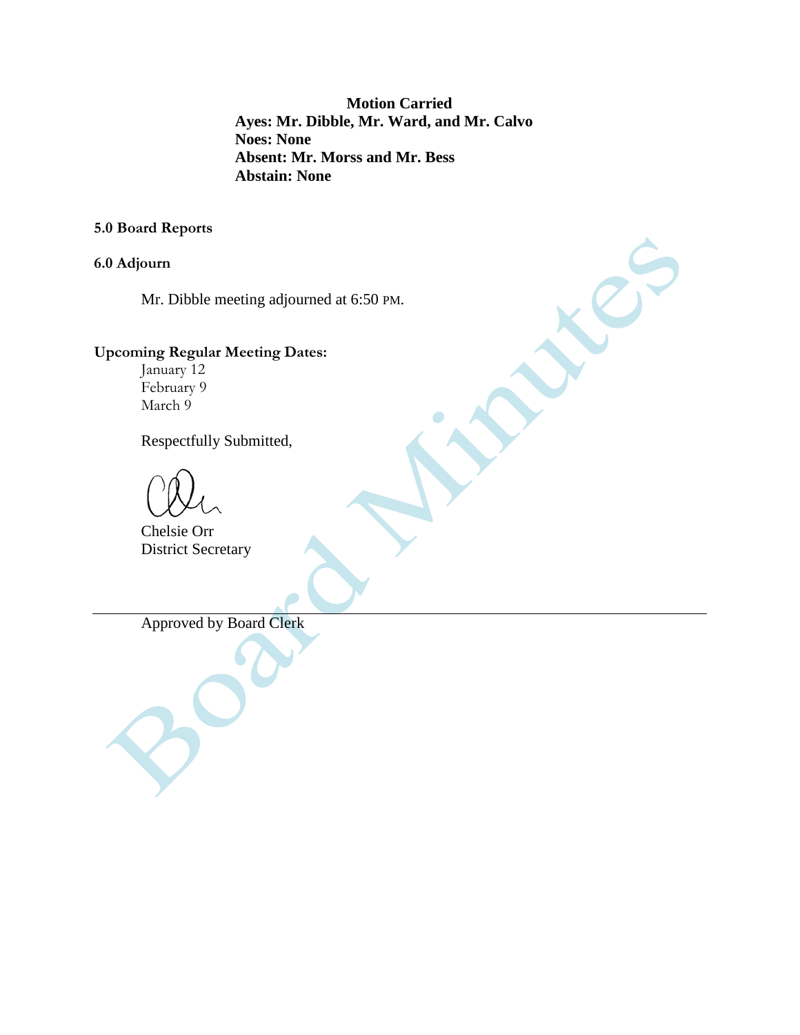**Motion Carried**
**Ayes: Mr. Dibble, Mr. Ward, and Mr. Calvo**
**Noes: None**
**Absent: Mr. Morss and Mr. Bess**
**Abstain: None**

**5.0 Board Reports**

**6.0 Adjourn**

Mr. Dibble meeting adjourned at 6:50 PM.

**Upcoming Regular Meeting Dates:**

January 12
February 9
March 9

Respectfully Submitted,

Chelsie Orr
District Secretary

---

Approved by Board Clerk